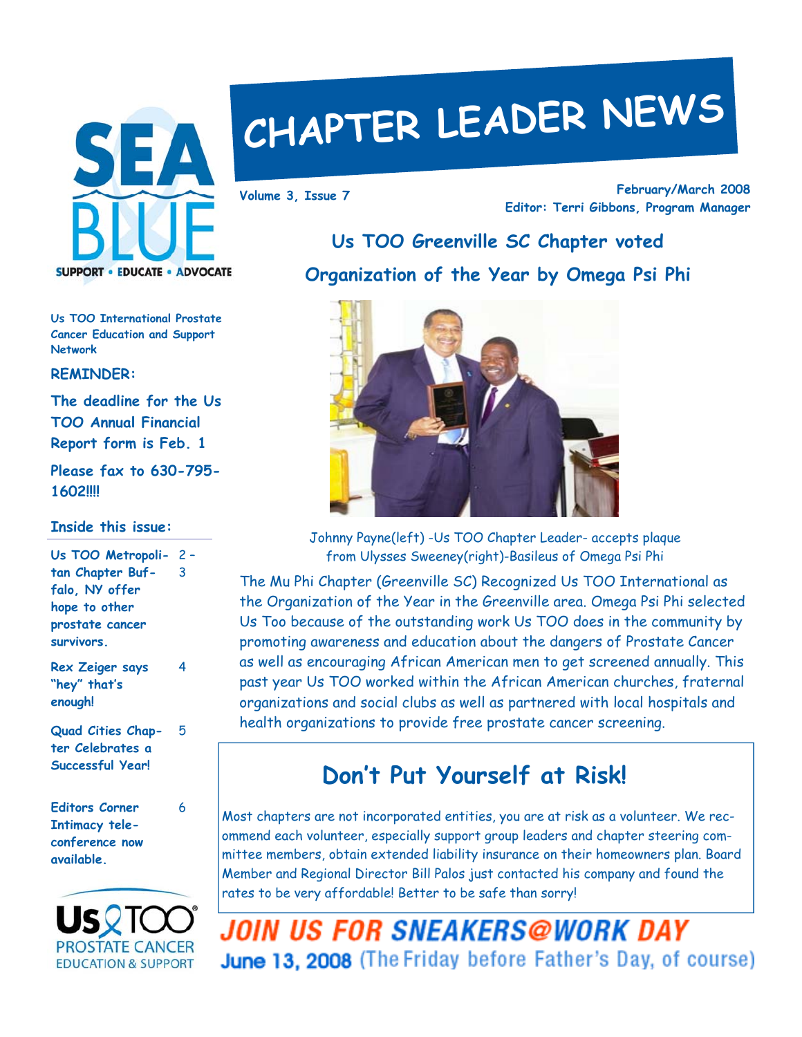# CHAPTER LEADER NEWS

Volume 3, Issue 7

February/March 2008

Editor: Terri Gibbons, Program Manager

SEA BLUE
SUPPORT • EDUCATE • ADVOCATE

Us TOO International Prostate Cancer Education and Support Network

**REMINDER:**

**The deadline for the Us TOO Annual Financial Report form is Feb. 1**

**Please fax to 630-795-1602!!!!**

**Inside this issue:**

| | |
|---|---|
| Us TOO Metropolitan Chapter Buffalo, NY offer hope to other prostate cancer survivors. | 2 - 3 |
| Rex Zeiger says "hey" that's enough! | 4 |
| Quad Cities Chapter Celebrates a Successful Year! | 5 |
| Editors Corner Intimacy teleconference now available. | 6 |

Us TOO PROSTATE CANCER EDUCATION & SUPPORT

## Us TOO Greenville SC Chapter voted Organization of the Year by Omega Psi Phi

Johnny Payne(left) -Us TOO Chapter Leader- accepts plaque from Ulysses Sweeney(right)-Basileus of Omega Psi Phi

The Mu Phi Chapter (Greenville SC) Recognized Us TOO International as the Organization of the Year in the Greenville area. Omega Psi Phi selected Us Too because of the outstanding work Us TOO does in the community by promoting awareness and education about the dangers of Prostate Cancer as well as encouraging African American men to get screened annually. This past year Us TOO worked within the African American churches, fraternal organizations and social clubs as well as partnered with local hospitals and health organizations to provide free prostate cancer screening.

## Don't Put Yourself at Risk!

Most chapters are not incorporated entities, you are at risk as a volunteer. We recommend each volunteer, especially support group leaders and chapter steering committee members, obtain extended liability insurance on their homeowners plan. Board Member and Regional Director Bill Palos just contacted his company and found the rates to be very affordable! Better to be safe than sorry!

**JOIN US FOR SNEAKERS@WORK DAY**

**June 13, 2008** (The Friday before Father's Day, of course)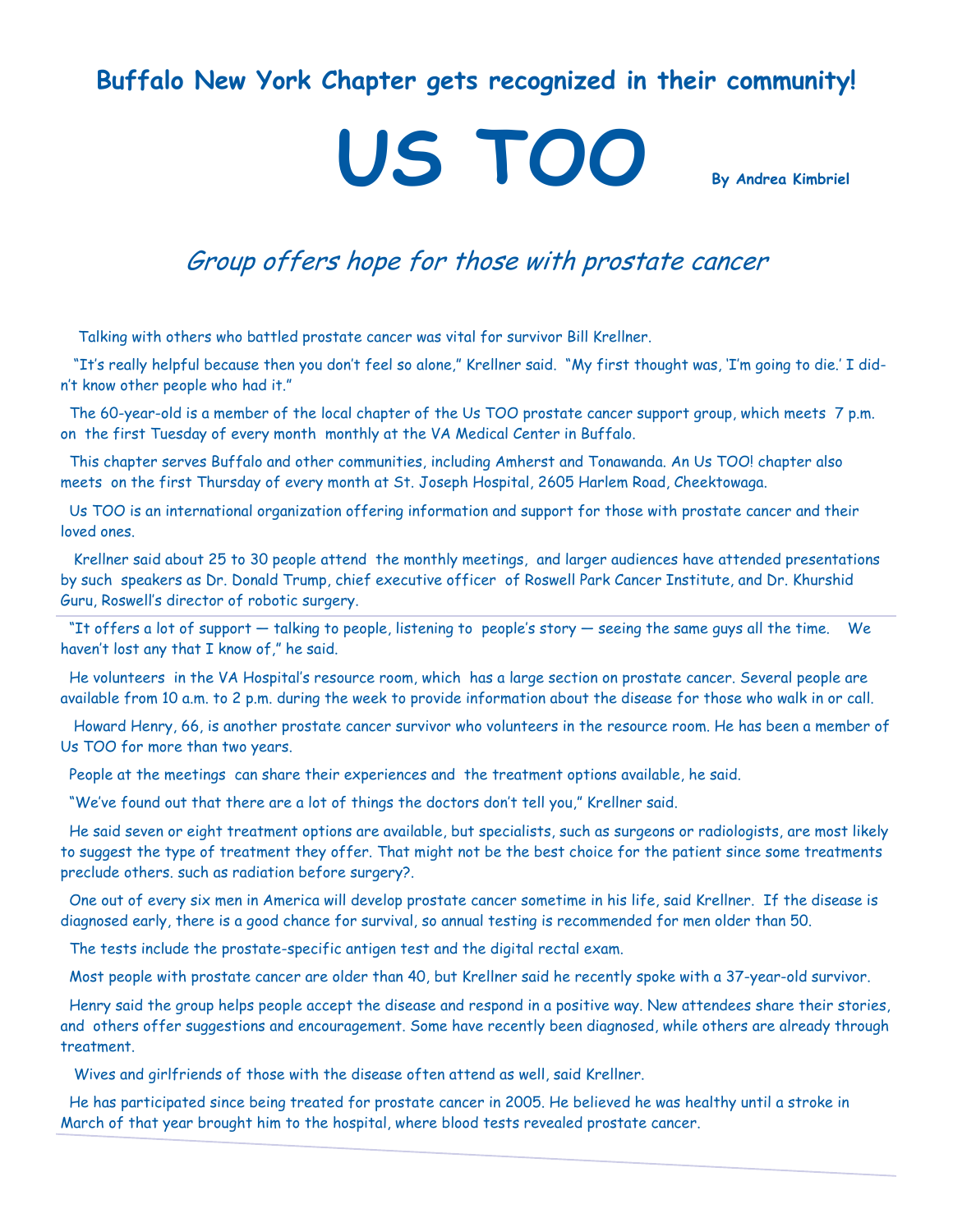## Buffalo New York Chapter gets recognized in their community!

# US TOO

**By Andrea Kimbriel**

## *Group offers hope for those with prostate cancer*

Talking with others who battled prostate cancer was vital for survivor Bill Krellner.

"It's really helpful because then you don't feel so alone," Krellner said. "My first thought was, 'I'm going to die.' I didn't know other people who had it."

The 60-year-old is a member of the local chapter of the Us TOO prostate cancer support group, which meets 7 p.m. on the first Tuesday of every month monthly at the VA Medical Center in Buffalo.

This chapter serves Buffalo and other communities, including Amherst and Tonawanda. An Us TOO! chapter also meets on the first Thursday of every month at St. Joseph Hospital, 2605 Harlem Road, Cheektowaga.

Us TOO is an international organization offering information and support for those with prostate cancer and their loved ones.

Krellner said about 25 to 30 people attend the monthly meetings, and larger audiences have attended presentations by such speakers as Dr. Donald Trump, chief executive officer of Roswell Park Cancer Institute, and Dr. Khurshid Guru, Roswell's director of robotic surgery.

"It offers a lot of support — talking to people, listening to people's story — seeing the same guys all the time. We haven't lost any that I know of," he said.

He volunteers in the VA Hospital's resource room, which has a large section on prostate cancer. Several people are available from 10 a.m. to 2 p.m. during the week to provide information about the disease for those who walk in or call.

Howard Henry, 66, is another prostate cancer survivor who volunteers in the resource room. He has been a member of Us TOO for more than two years.

People at the meetings can share their experiences and the treatment options available, he said.

"We've found out that there are a lot of things the doctors don't tell you," Krellner said.

He said seven or eight treatment options are available, but specialists, such as surgeons or radiologists, are most likely to suggest the type of treatment they offer. That might not be the best choice for the patient since some treatments preclude others. such as radiation before surgery?.

One out of every six men in America will develop prostate cancer sometime in his life, said Krellner. If the disease is diagnosed early, there is a good chance for survival, so annual testing is recommended for men older than 50.

The tests include the prostate-specific antigen test and the digital rectal exam.

Most people with prostate cancer are older than 40, but Krellner said he recently spoke with a 37-year-old survivor.

Henry said the group helps people accept the disease and respond in a positive way. New attendees share their stories, and others offer suggestions and encouragement. Some have recently been diagnosed, while others are already through treatment.

Wives and girlfriends of those with the disease often attend as well, said Krellner.

He has participated since being treated for prostate cancer in 2005. He believed he was healthy until a stroke in March of that year brought him to the hospital, where blood tests revealed prostate cancer.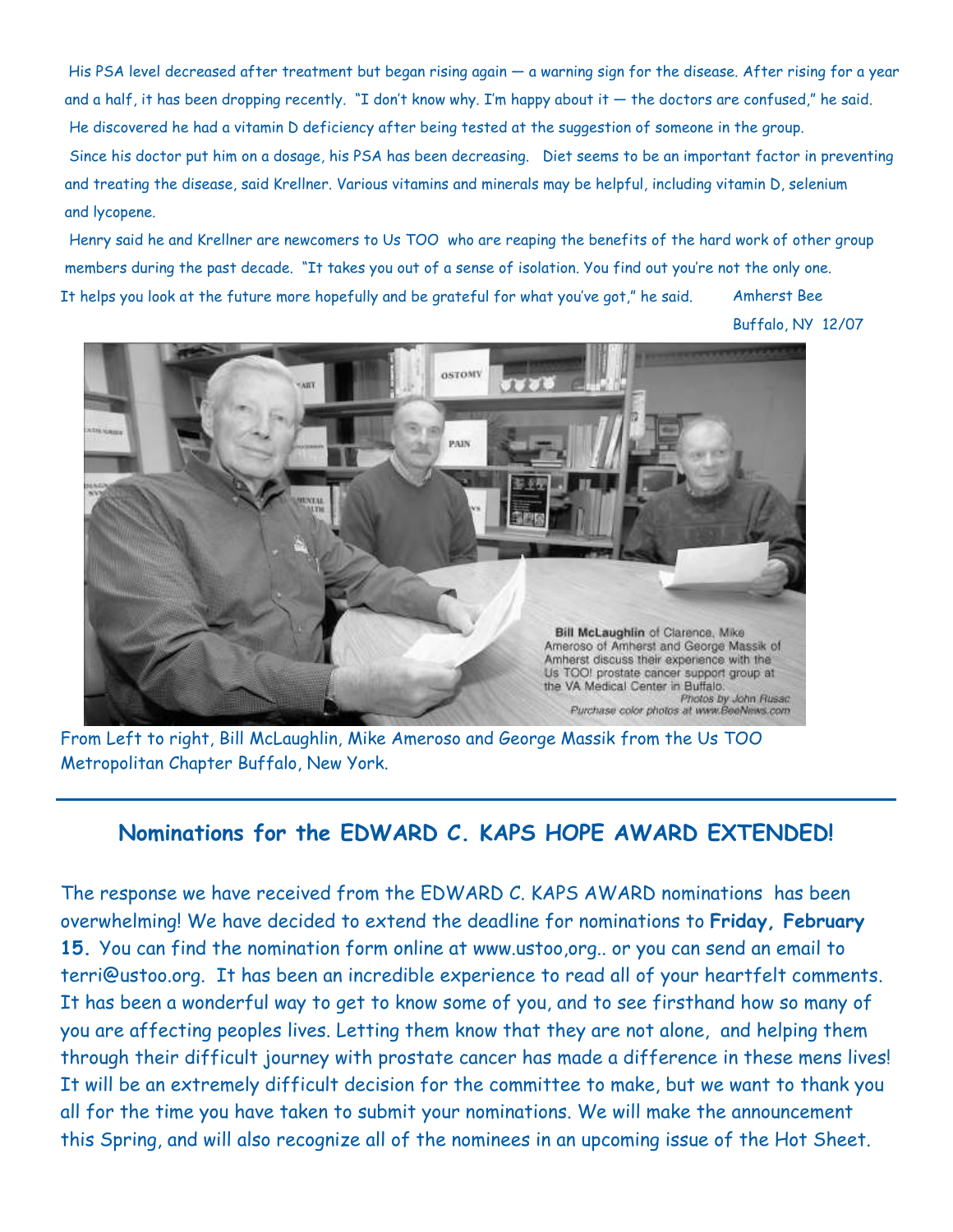His PSA level decreased after treatment but began rising again — a warning sign for the disease. After rising for a year and a half, it has been dropping recently. "I don't know why. I'm happy about it — the doctors are confused," he said.
He discovered he had a vitamin D deficiency after being tested at the suggestion of someone in the group.
Since his doctor put him on a dosage, his PSA has been decreasing. Diet seems to be an important factor in preventing and treating the disease, said Krellner. Various vitamins and minerals may be helpful, including vitamin D, selenium and lycopene.

Henry said he and Krellner are newcomers to Us TOO who are reaping the benefits of the hard work of other group members during the past decade. "It takes you out of a sense of isolation. You find out you're not the only one. It helps you look at the future more hopefully and be grateful for what you've got," he said.

Amherst Bee
Buffalo, NY 12/07

**Bill McLaughlin** of Clarence, Mike Ameroso of Amherst and George Massik of Amherst discuss their experience with the Us TOO! prostate cancer support group at the VA Medical Center in Buffalo.
*Photos by John Rusac*
*Purchase color photos at www.BeeNews.com*

From Left to right, Bill McLaughlin, Mike Ameroso and George Massik from the Us TOO Metropolitan Chapter Buffalo, New York.

---

## Nominations for the EDWARD C. KAPS HOPE AWARD EXTENDED!

The response we have received from the EDWARD C. KAPS AWARD nominations has been overwhelming! We have decided to extend the deadline for nominations to **Friday, February 15**. You can find the nomination form online at www.ustoo,org.. or you can send an email to terri@ustoo.org. It has been an incredible experience to read all of your heartfelt comments. It has been a wonderful way to get to know some of you, and to see firsthand how so many of you are affecting peoples lives. Letting them know that they are not alone, and helping them through their difficult journey with prostate cancer has made a difference in these mens lives! It will be an extremely difficult decision for the committee to make, but we want to thank you all for the time you have taken to submit your nominations. We will make the announcement this Spring, and will also recognize all of the nominees in an upcoming issue of the Hot Sheet.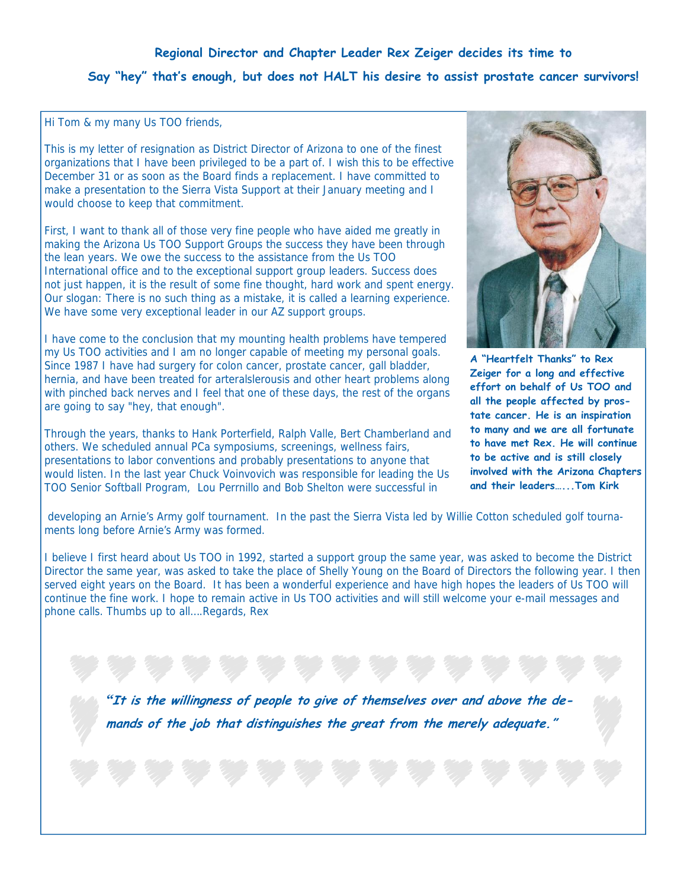## Regional Director and Chapter Leader Rex Zeiger decides its time to Say "hey" that's enough, but does not HALT his desire to assist prostate cancer survivors!

Hi Tom & my many Us TOO friends,

This is my letter of resignation as District Director of Arizona to one of the finest organizations that I have been privileged to be a part of. I wish this to be effective December 31 or as soon as the Board finds a replacement. I have committed to make a presentation to the Sierra Vista Support at their January meeting and I would choose to keep that commitment.

First, I want to thank all of those very fine people who have aided me greatly in making the Arizona Us TOO Support Groups the success they have been through the lean years. We owe the success to the assistance from the Us TOO International office and to the exceptional support group leaders. Success does not just happen, it is the result of some fine thought, hard work and spent energy. Our slogan: There is no such thing as a mistake, it is called a learning experience. We have some very exceptional leader in our AZ support groups.

I have come to the conclusion that my mounting health problems have tempered my Us TOO activities and I am no longer capable of meeting my personal goals. Since 1987 I have had surgery for colon cancer, prostate cancer, gall bladder, hernia, and have been treated for arteralslerousis and other heart problems along with pinched back nerves and I feel that one of these days, the rest of the organs are going to say "hey, that enough".

Through the years, thanks to Hank Porterfield, Ralph Valle, Bert Chamberland and others. We scheduled annual PCa symposiums, screenings, wellness fairs, presentations to labor conventions and probably presentations to anyone that would listen. In the last year Chuck Voinvovich was responsible for leading the Us TOO Senior Softball Program, Lou Perrnillo and Bob Shelton were successful in developing an Arnie's Army golf tournament. In the past the Sierra Vista led by Willie Cotton scheduled golf tournaments long before Arnie's Army was formed.

I believe I first heard about Us TOO in 1992, started a support group the same year, was asked to become the District Director the same year, was asked to take the place of Shelly Young on the Board of Directors the following year. I then served eight years on the Board. It has been a wonderful experience and have high hopes the leaders of Us TOO will continue the fine work. I hope to remain active in Us TOO activities and will still welcome your e-mail messages and phone calls. Thumbs up to all....Regards, Rex

**A "Heartfelt Thanks" to Rex Zeiger for a long and effective effort on behalf of Us TOO and all the people affected by prostate cancer. He is an inspiration to many and we are all fortunate to have met Rex. He will continue to be active and is still closely involved with the Arizona Chapters and their leaders…...Tom Kirk**

***"It is the willingness of people to give of themselves over and above the demands of the job that distinguishes the great from the merely adequate."***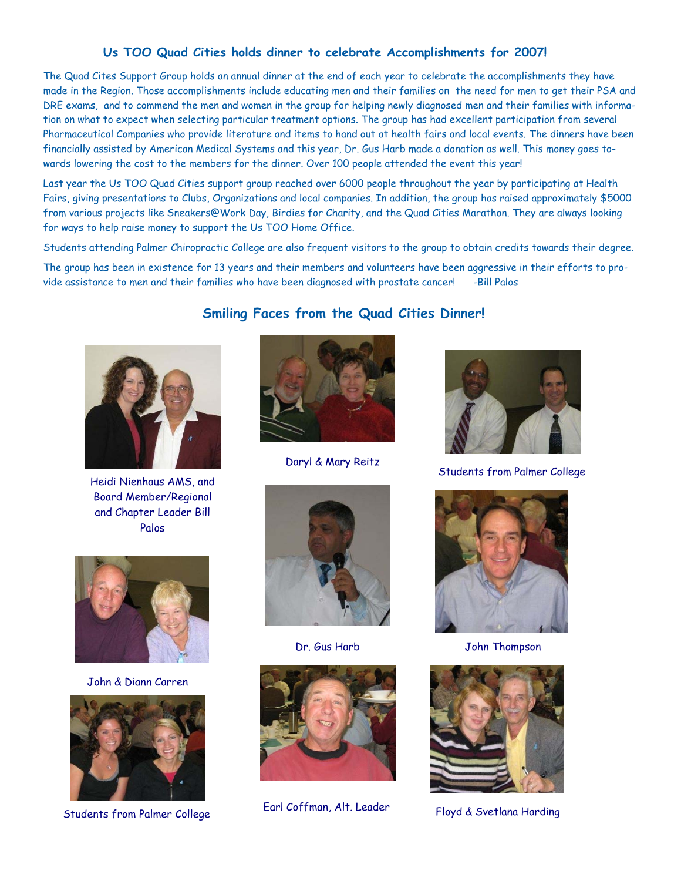## Us TOO Quad Cities holds dinner to celebrate Accomplishments for 2007!

The Quad Cites Support Group holds an annual dinner at the end of each year to celebrate the accomplishments they have made in the Region. Those accomplishments include educating men and their families on the need for men to get their PSA and DRE exams, and to commend the men and women in the group for helping newly diagnosed men and their families with information on what to expect when selecting particular treatment options. The group has had excellent participation from several Pharmaceutical Companies who provide literature and items to hand out at health fairs and local events. The dinners have been financially assisted by American Medical Systems and this year, Dr. Gus Harb made a donation as well. This money goes towards lowering the cost to the members for the dinner. Over 100 people attended the event this year!

Last year the Us TOO Quad Cities support group reached over 6000 people throughout the year by participating at Health Fairs, giving presentations to Clubs, Organizations and local companies. In addition, the group has raised approximately $5000 from various projects like Sneakers@Work Day, Birdies for Charity, and the Quad Cities Marathon. They are always looking for ways to help raise money to support the Us TOO Home Office.

Students attending Palmer Chiropractic College are also frequent visitors to the group to obtain credits towards their degree.

The group has been in existence for 13 years and their members and volunteers have been aggressive in their efforts to provide assistance to men and their families who have been diagnosed with prostate cancer! -Bill Palos

## Smiling Faces from the Quad Cities Dinner!

Heidi Nienhaus AMS, and Board Member/Regional and Chapter Leader Bill Palos

Daryl & Mary Reitz

Students from Palmer College

John & Diann Carren

Dr. Gus Harb

John Thompson

Students from Palmer College

Earl Coffman, Alt. Leader

Floyd & Svetlana Harding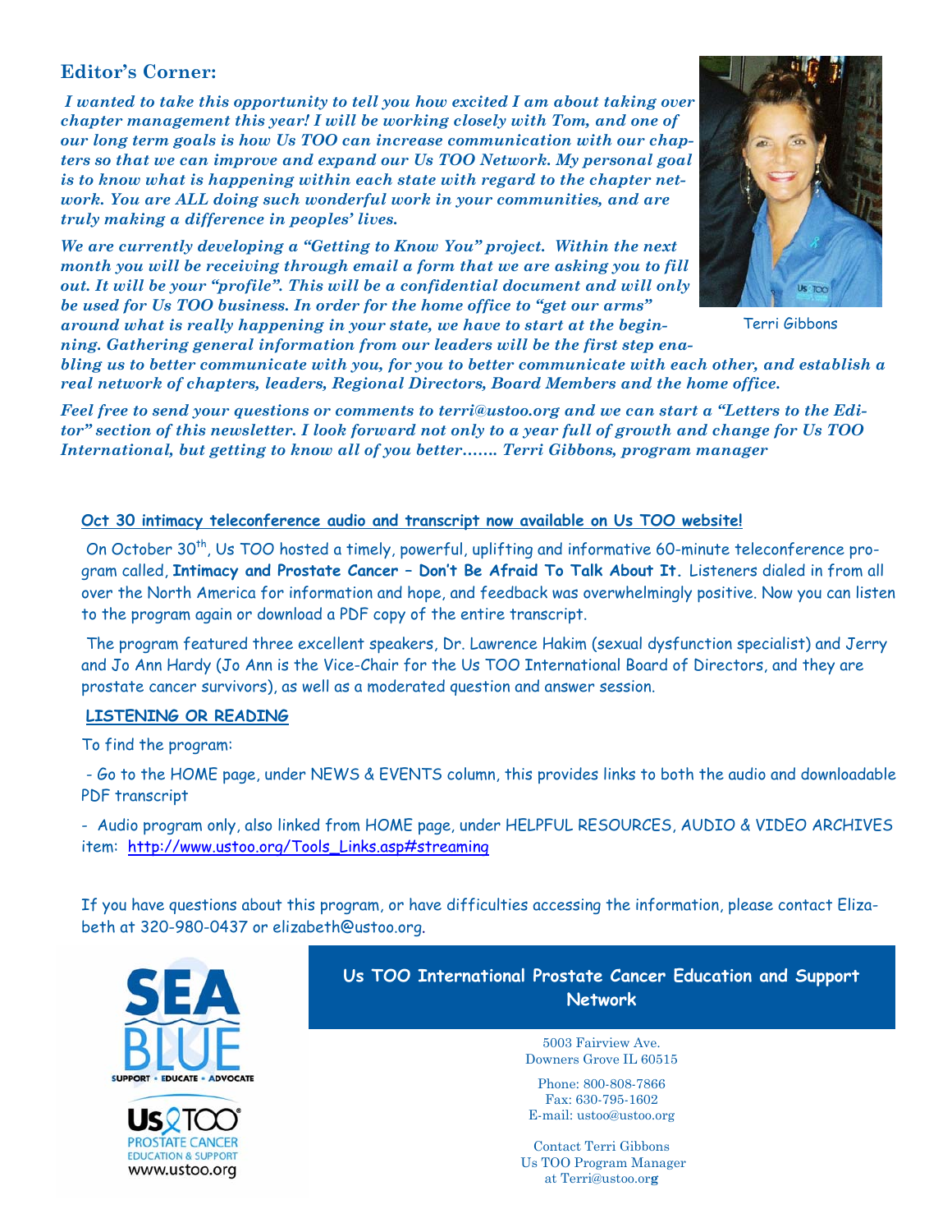## Editor's Corner:

*I wanted to take this opportunity to tell you how excited I am about taking over chapter management this year! I will be working closely with Tom, and one of our long term goals is how Us TOO can increase communication with our chapters so that we can improve and expand our Us TOO Network. My personal goal is to know what is happening within each state with regard to the chapter network. You are ALL doing such wonderful work in your communities, and are truly making a difference in peoples' lives.*

*We are currently developing a "Getting to Know You" project. Within the next month you will be receiving through email a form that we are asking you to fill out. It will be your "profile". This will be a confidential document and will only be used for Us TOO business. In order for the home office to "get our arms" around what is really happening in your state, we have to start at the beginning. Gathering general information from our leaders will be the first step enabling us to better communicate with you, for you to better communicate with each other, and establish a real network of chapters, leaders, Regional Directors, Board Members and the home office.*

*Feel free to send your questions or comments to terri@ustoo.org and we can start a "Letters to the Editor" section of this newsletter. I look forward not only to a year full of growth and change for Us TOO International, but getting to know all of you better……. Terri Gibbons, program manager*

Terri Gibbons

**Oct 30 intimacy teleconference audio and transcript now available on Us TOO website!**

On October 30th, Us TOO hosted a timely, powerful, uplifting and informative 60-minute teleconference program called, **Intimacy and Prostate Cancer – Don't Be Afraid To Talk About It.** Listeners dialed in from all over the North America for information and hope, and feedback was overwhelmingly positive. Now you can listen to the program again or download a PDF copy of the entire transcript.

The program featured three excellent speakers, Dr. Lawrence Hakim (sexual dysfunction specialist) and Jerry and Jo Ann Hardy (Jo Ann is the Vice-Chair for the Us TOO International Board of Directors, and they are prostate cancer survivors), as well as a moderated question and answer session.

**LISTENING OR READING**

To find the program:

- Go to the HOME page, under NEWS & EVENTS column, this provides links to both the audio and downloadable PDF transcript

- Audio program only, also linked from HOME page, under HELPFUL RESOURCES, AUDIO & VIDEO ARCHIVES item: http://www.ustoo.org/Tools_Links.asp#streaming

If you have questions about this program, or have difficulties accessing the information, please contact Elizabeth at 320-980-0437 or elizabeth@ustoo.org.

SEA BLUE
SUPPORT • EDUCATE • ADVOCATE

Us TOO
PROSTATE CANCER
EDUCATION & SUPPORT
www.ustoo.org

**Us TOO International Prostate Cancer Education and Support Network**

5003 Fairview Ave.
Downers Grove IL 60515

Phone: 800-808-7866
Fax: 630-795-1602
E-mail: ustoo@ustoo.org

Contact Terri Gibbons
Us TOO Program Manager
at Terri@ustoo.org